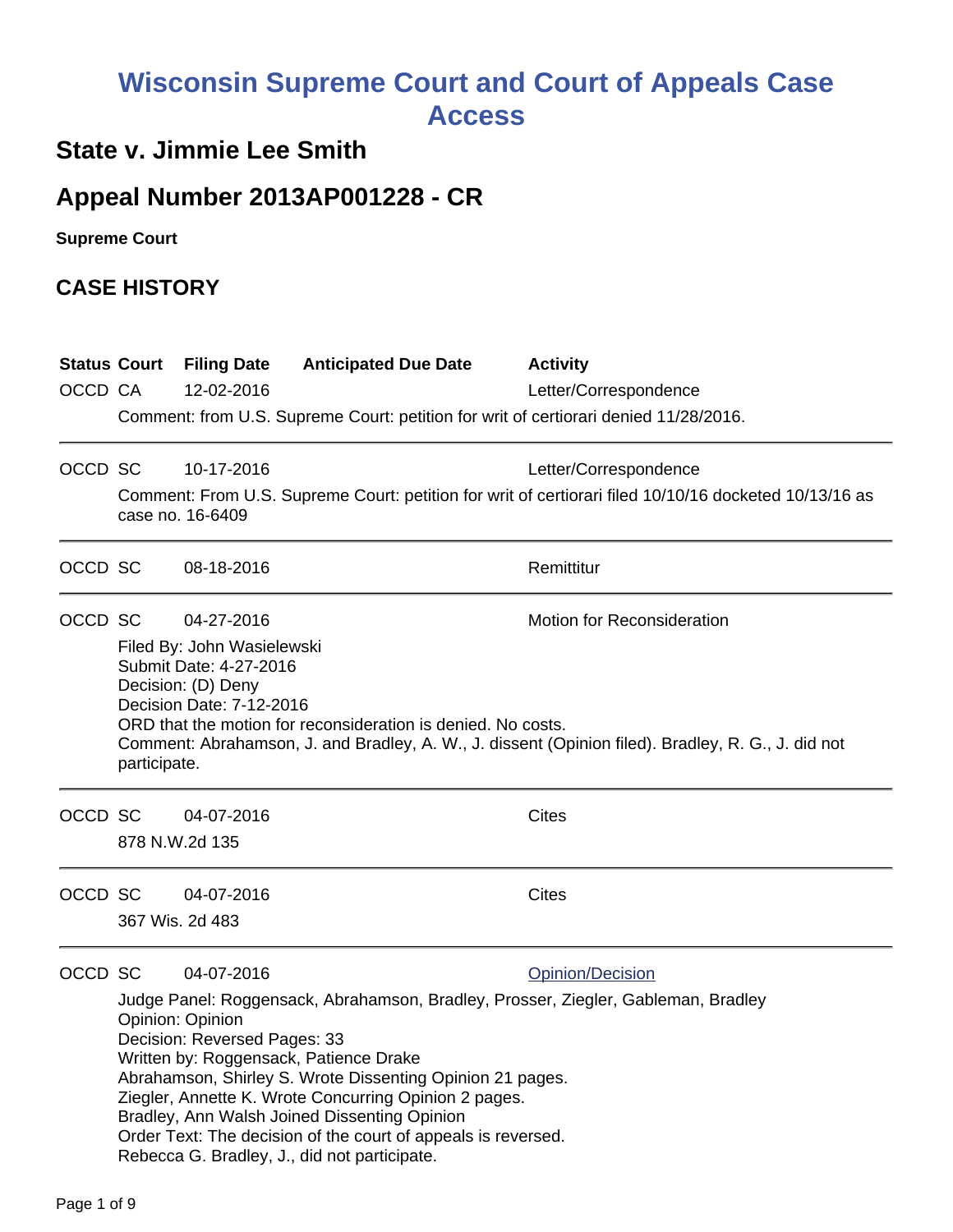# Wisconsin Supreme Court and Court of Appeals Case Access

## State v. Jimmie Lee Smith

## Appeal Number 2013AP001228 - CR

**Supreme Court**

## CASE HISTORY

| Status | Court | Filing Date | Anticipated Due Date | Activity |
|---|---|---|---|---|
| OCCD | CA | 12-02-2016 | | Letter/Correspondence |

Comment: from U.S. Supreme Court: petition for writ of certiorari denied 11/28/2016.

---

| Status | Court | Filing Date | Anticipated Due Date | Activity |
|---|---|---|---|---|
| OCCD | SC | 10-17-2016 | | Letter/Correspondence |

Comment: From U.S. Supreme Court: petition for writ of certiorari filed 10/10/16 docketed 10/13/16 as case no. 16-6409

---

| Status | Court | Filing Date | Anticipated Due Date | Activity |
|---|---|---|---|---|
| OCCD | SC | 08-18-2016 | | Remittitur |

---

| Status | Court | Filing Date | Anticipated Due Date | Activity |
|---|---|---|---|---|
| OCCD | SC | 04-27-2016 | | Motion for Reconsideration |

Filed By: John Wasielewski
Submit Date: 4-27-2016
Decision: (D) Deny
Decision Date: 7-12-2016
ORD that the motion for reconsideration is denied. No costs.
Comment: Abrahamson, J. and Bradley, A. W., J. dissent (Opinion filed). Bradley, R. G., J. did not participate.

---

| Status | Court | Filing Date | Anticipated Due Date | Activity |
|---|---|---|---|---|
| OCCD | SC | 04-07-2016 | | Cites |

878 N.W.2d 135

---

| Status | Court | Filing Date | Anticipated Due Date | Activity |
|---|---|---|---|---|
| OCCD | SC | 04-07-2016 | | Cites |

367 Wis. 2d 483

---

| Status | Court | Filing Date | Anticipated Due Date | Activity |
|---|---|---|---|---|
| OCCD | SC | 04-07-2016 | | Opinion/Decision |

Judge Panel: Roggensack, Abrahamson, Bradley, Prosser, Ziegler, Gableman, Bradley
Opinion: Opinion
Decision: Reversed Pages: 33
Written by: Roggensack, Patience Drake
Abrahamson, Shirley S. Wrote Dissenting Opinion 21 pages.
Ziegler, Annette K. Wrote Concurring Opinion 2 pages.
Bradley, Ann Walsh Joined Dissenting Opinion
Order Text: The decision of the court of appeals is reversed.
Rebecca G. Bradley, J., did not participate.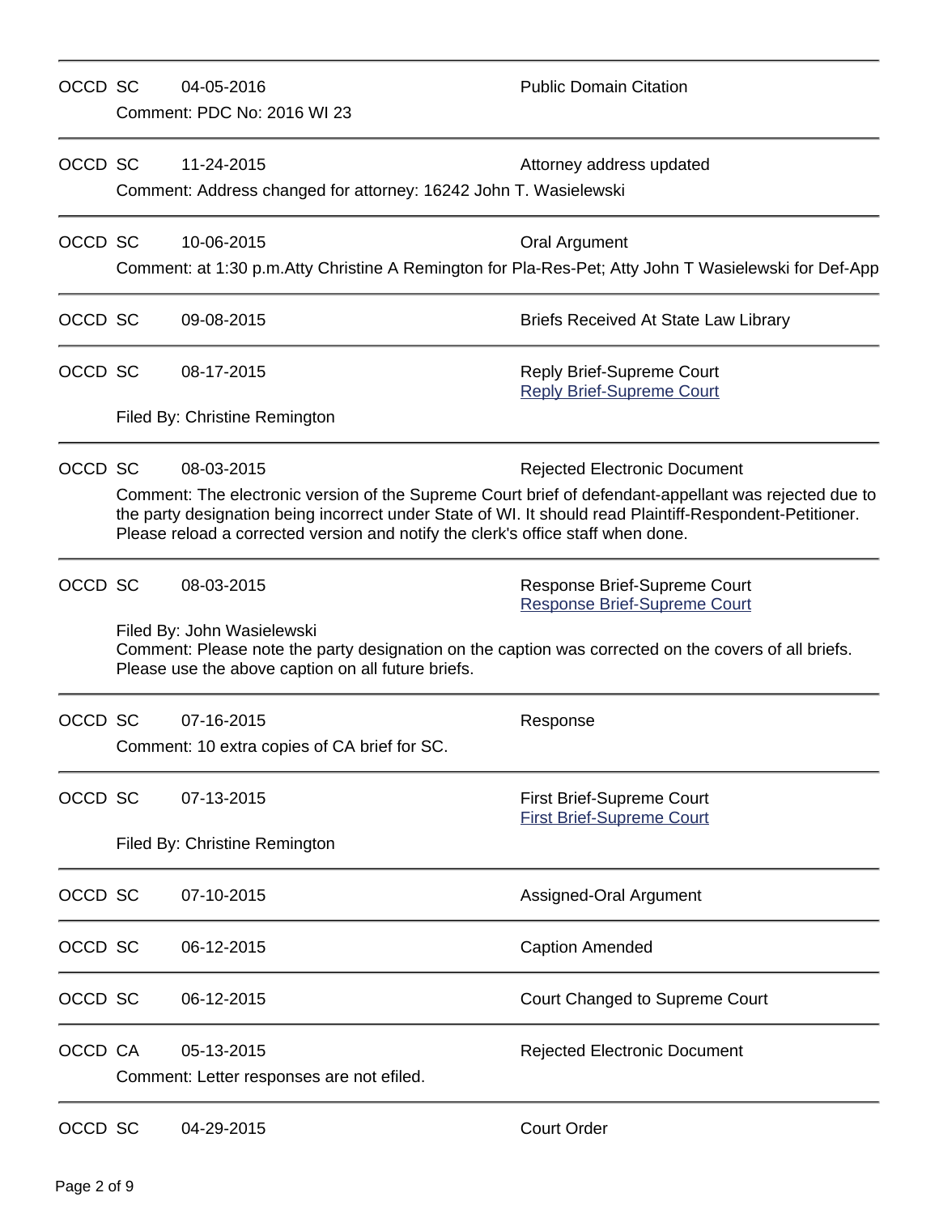| | | | |
|---|---|---|---|
| OCCD SC | 04-05-2016 | Public Domain Citation | |
| | Comment: PDC No: 2016 WI 23 | | |
| OCCD SC | 11-24-2015 | Attorney address updated | |
| | Comment: Address changed for attorney: 16242 John T. Wasielewski | | |
| OCCD SC | 10-06-2015 | Oral Argument | |
| | Comment: at 1:30 p.m.Atty Christine A Remington for Pla-Res-Pet; Atty John T Wasielewski for Def-App | | |
| OCCD SC | 09-08-2015 | Briefs Received At State Law Library | |
| OCCD SC | 08-17-2015 | Reply Brief-Supreme Court<br>Reply Brief-Supreme Court | |
| | Filed By: Christine Remington | | |
| OCCD SC | 08-03-2015 | Rejected Electronic Document | |
| | Comment: The electronic version of the Supreme Court brief of defendant-appellant was rejected due to the party designation being incorrect under State of WI. It should read Plaintiff-Respondent-Petitioner. Please reload a corrected version and notify the clerk's office staff when done. | | |
| OCCD SC | 08-03-2015 | Response Brief-Supreme Court<br>Response Brief-Supreme Court | |
| | Filed By: John Wasielewski<br>Comment: Please note the party designation on the caption was corrected on the covers of all briefs. Please use the above caption on all future briefs. | | |
| OCCD SC | 07-16-2015 | Response | |
| | Comment: 10 extra copies of CA brief for SC. | | |
| OCCD SC | 07-13-2015 | First Brief-Supreme Court<br>First Brief-Supreme Court | |
| | Filed By: Christine Remington | | |
| OCCD SC | 07-10-2015 | Assigned-Oral Argument | |
| OCCD SC | 06-12-2015 | Caption Amended | |
| OCCD SC | 06-12-2015 | Court Changed to Supreme Court | |
| OCCD CA | 05-13-2015 | Rejected Electronic Document | |
| | Comment: Letter responses are not efiled. | | |
| OCCD SC | 04-29-2015 | Court Order | |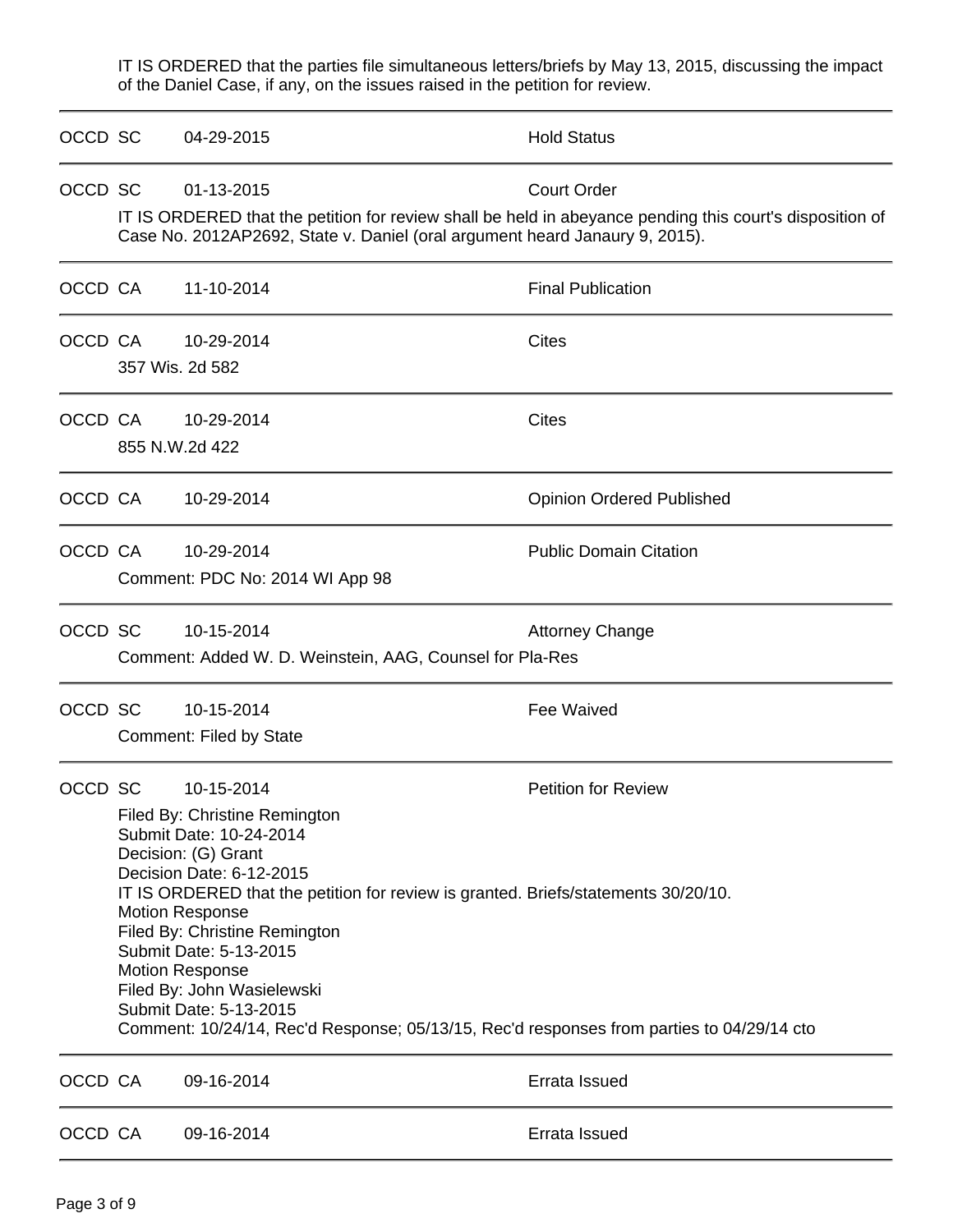IT IS ORDERED that the parties file simultaneous letters/briefs by May 13, 2015, discussing the impact of the Daniel Case, if any, on the issues raised in the petition for review.

| | | | |
|---|---|---|---|
| OCCD | SC | 04-29-2015 | Hold Status |
| OCCD | SC | 01-13-2015 | Court Order<br>IT IS ORDERED that the petition for review shall be held in abeyance pending this court's disposition of Case No. 2012AP2692, State v. Daniel (oral argument heard Janaury 9, 2015). |
| OCCD | CA | 11-10-2014 | Final Publication |
| OCCD | CA | 10-29-2014 | Cites<br>357 Wis. 2d 582 |
| OCCD | CA | 10-29-2014 | Cites<br>855 N.W.2d 422 |
| OCCD | CA | 10-29-2014 | Opinion Ordered Published |
| OCCD | CA | 10-29-2014 | Public Domain Citation<br>Comment: PDC No: 2014 WI App 98 |
| OCCD | SC | 10-15-2014 | Attorney Change<br>Comment: Added W. D. Weinstein, AAG, Counsel for Pla-Res |
| OCCD | SC | 10-15-2014 | Fee Waived<br>Comment: Filed by State |
| OCCD | SC | 10-15-2014 | Petition for Review<br>Filed By: Christine Remington<br>Submit Date: 10-24-2014<br>Decision: (G) Grant<br>Decision Date: 6-12-2015<br>IT IS ORDERED that the petition for review is granted. Briefs/statements 30/20/10.<br>Motion Response<br>Filed By: Christine Remington<br>Submit Date: 5-13-2015<br>Motion Response<br>Filed By: John Wasielewski<br>Submit Date: 5-13-2015<br>Comment: 10/24/14, Rec'd Response; 05/13/15, Rec'd responses from parties to 04/29/14 cto |
| OCCD | CA | 09-16-2014 | Errata Issued |
| OCCD | CA | 09-16-2014 | Errata Issued |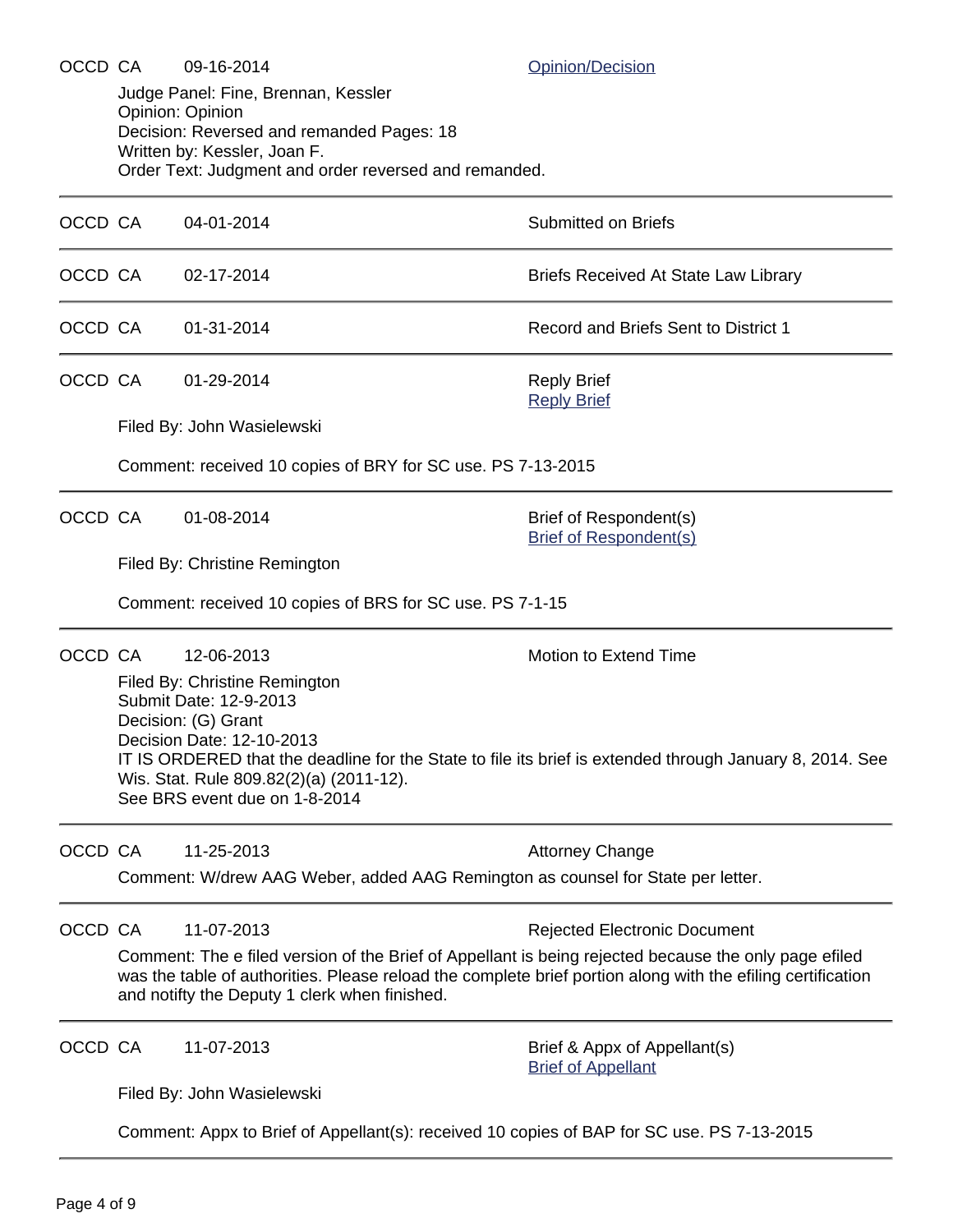OCCD CA 09-16-2014 Opinion/Decision

Judge Panel: Fine, Brennan, Kessler
Opinion: Opinion
Decision: Reversed and remanded Pages: 18
Written by: Kessler, Joan F.
Order Text: Judgment and order reversed and remanded.

---

OCCD CA 04-01-2014 Submitted on Briefs

---

OCCD CA 02-17-2014 Briefs Received At State Law Library

---

OCCD CA 01-31-2014 Record and Briefs Sent to District 1

---

OCCD CA 01-29-2014 Reply Brief
Reply Brief

Filed By: John Wasielewski

Comment: received 10 copies of BRY for SC use. PS 7-13-2015

---

OCCD CA 01-08-2014 Brief of Respondent(s)
Brief of Respondent(s)

Filed By: Christine Remington

Comment: received 10 copies of BRS for SC use. PS 7-1-15

---

OCCD CA 12-06-2013 Motion to Extend Time

Filed By: Christine Remington
Submit Date: 12-9-2013
Decision: (G) Grant
Decision Date: 12-10-2013
IT IS ORDERED that the deadline for the State to file its brief is extended through January 8, 2014. See Wis. Stat. Rule 809.82(2)(a) (2011-12).
See BRS event due on 1-8-2014

---

OCCD CA 11-25-2013 Attorney Change

Comment: W/drew AAG Weber, added AAG Remington as counsel for State per letter.

---

OCCD CA 11-07-2013 Rejected Electronic Document

Comment: The e filed version of the Brief of Appellant is being rejected because the only page efiled was the table of authorities. Please reload the complete brief portion along with the efiling certification and notifty the Deputy 1 clerk when finished.

---

OCCD CA 11-07-2013 Brief & Appx of Appellant(s)
Brief of Appellant

Filed By: John Wasielewski

Comment: Appx to Brief of Appellant(s): received 10 copies of BAP for SC use. PS 7-13-2015

---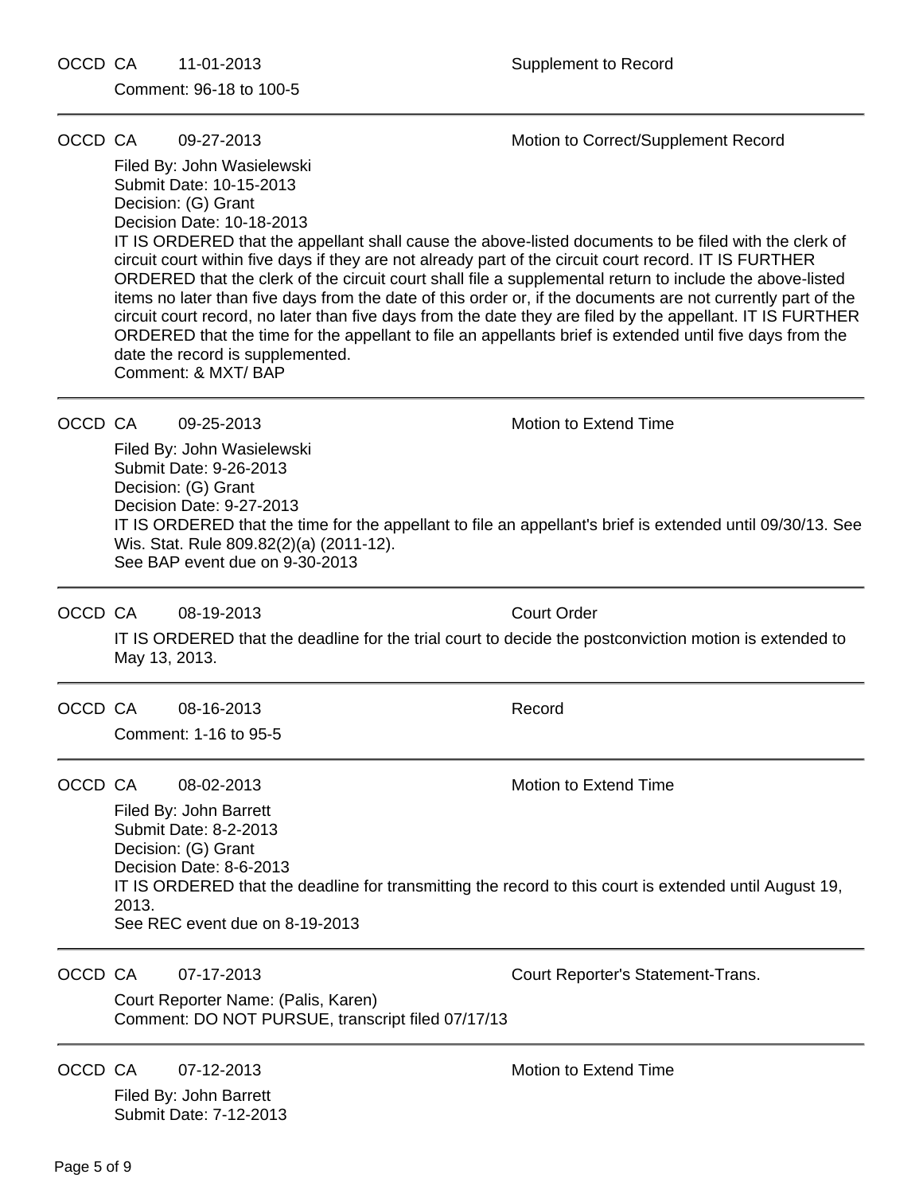OCCD CA 11-01-2013 Supplement to Record

Comment: 96-18 to 100-5

---

OCCD CA 09-27-2013 Motion to Correct/Supplement Record

Filed By: John Wasielewski
Submit Date: 10-15-2013
Decision: (G) Grant
Decision Date: 10-18-2013
IT IS ORDERED that the appellant shall cause the above-listed documents to be filed with the clerk of circuit court within five days if they are not already part of the circuit court record. IT IS FURTHER ORDERED that the clerk of the circuit court shall file a supplemental return to include the above-listed items no later than five days from the date of this order or, if the documents are not currently part of the circuit court record, no later than five days from the date they are filed by the appellant. IT IS FURTHER ORDERED that the time for the appellant to file an appellants brief is extended until five days from the date the record is supplemented.
Comment: & MXT/ BAP

---

OCCD CA 09-25-2013 Motion to Extend Time

Filed By: John Wasielewski
Submit Date: 9-26-2013
Decision: (G) Grant
Decision Date: 9-27-2013
IT IS ORDERED that the time for the appellant to file an appellant's brief is extended until 09/30/13. See Wis. Stat. Rule 809.82(2)(a) (2011-12).
See BAP event due on 9-30-2013

---

OCCD CA 08-19-2013 Court Order

IT IS ORDERED that the deadline for the trial court to decide the postconviction motion is extended to May 13, 2013.

---

OCCD CA 08-16-2013 Record

Comment: 1-16 to 95-5

---

OCCD CA 08-02-2013 Motion to Extend Time

Filed By: John Barrett
Submit Date: 8-2-2013
Decision: (G) Grant
Decision Date: 8-6-2013
IT IS ORDERED that the deadline for transmitting the record to this court is extended until August 19, 2013.
See REC event due on 8-19-2013

---

OCCD CA 07-17-2013 Court Reporter's Statement-Trans.

Court Reporter Name: (Palis, Karen)
Comment: DO NOT PURSUE, transcript filed 07/17/13

---

OCCD CA 07-12-2013 Motion to Extend Time

Filed By: John Barrett
Submit Date: 7-12-2013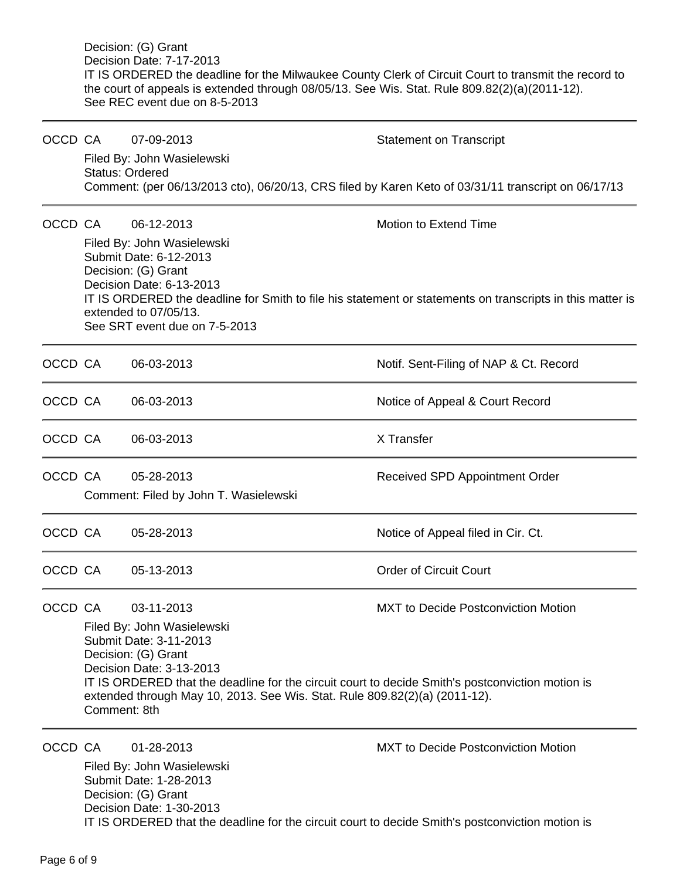Decision: (G) Grant
Decision Date: 7-17-2013
IT IS ORDERED the deadline for the Milwaukee County Clerk of Circuit Court to transmit the record to the court of appeals is extended through 08/05/13. See Wis. Stat. Rule 809.82(2)(a)(2011-12).
See REC event due on 8-5-2013

---

OCCD CA 07-09-2013 Statement on Transcript

Filed By: John Wasielewski
Status: Ordered
Comment: (per 06/13/2013 cto), 06/20/13, CRS filed by Karen Keto of 03/31/11 transcript on 06/17/13

---

OCCD CA 06-12-2013 Motion to Extend Time

Filed By: John Wasielewski
Submit Date: 6-12-2013
Decision: (G) Grant
Decision Date: 6-13-2013
IT IS ORDERED the deadline for Smith to file his statement or statements on transcripts in this matter is extended to 07/05/13.
See SRT event due on 7-5-2013

---

OCCD CA 06-03-2013 Notif. Sent-Filing of NAP & Ct. Record

---

OCCD CA 06-03-2013 Notice of Appeal & Court Record

---

OCCD CA 06-03-2013 X Transfer

---

OCCD CA 05-28-2013 Received SPD Appointment Order

Comment: Filed by John T. Wasielewski

---

OCCD CA 05-28-2013 Notice of Appeal filed in Cir. Ct.

---

OCCD CA 05-13-2013 Order of Circuit Court

---

OCCD CA 03-11-2013 MXT to Decide Postconviction Motion

Filed By: John Wasielewski
Submit Date: 3-11-2013
Decision: (G) Grant
Decision Date: 3-13-2013
IT IS ORDERED that the deadline for the circuit court to decide Smith's postconviction motion is extended through May 10, 2013. See Wis. Stat. Rule 809.82(2)(a) (2011-12).
Comment: 8th

---

OCCD CA 01-28-2013 MXT to Decide Postconviction Motion

Filed By: John Wasielewski
Submit Date: 1-28-2013
Decision: (G) Grant
Decision Date: 1-30-2013
IT IS ORDERED that the deadline for the circuit court to decide Smith's postconviction motion is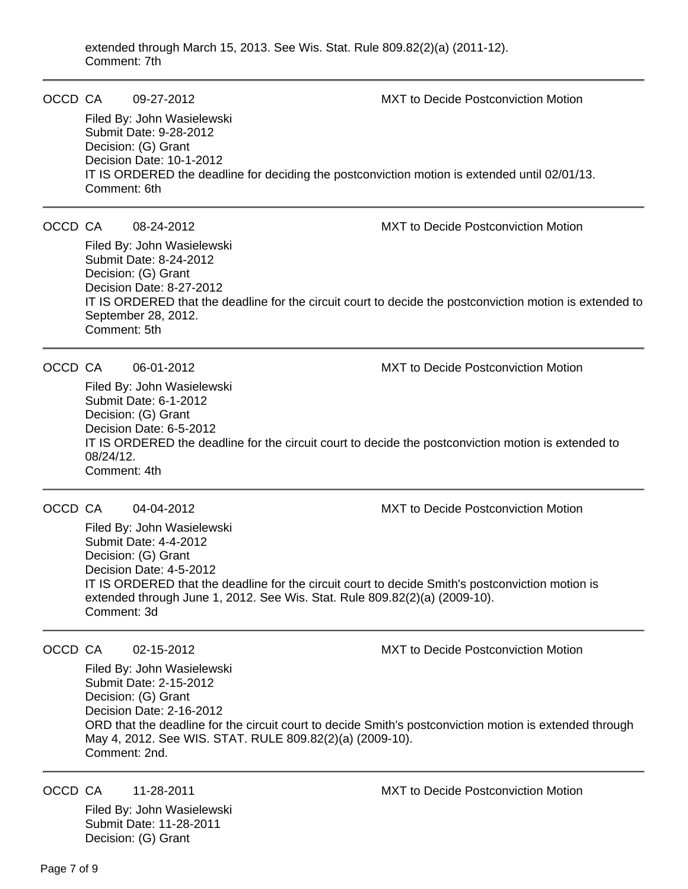extended through March 15, 2013. See Wis. Stat. Rule 809.82(2)(a) (2011-12).
Comment: 7th

---

OCCD CA 09-27-2012 MXT to Decide Postconviction Motion

Filed By: John Wasielewski
Submit Date: 9-28-2012
Decision: (G) Grant
Decision Date: 10-1-2012
IT IS ORDERED the deadline for deciding the postconviction motion is extended until 02/01/13.
Comment: 6th

---

OCCD CA 08-24-2012 MXT to Decide Postconviction Motion

Filed By: John Wasielewski
Submit Date: 8-24-2012
Decision: (G) Grant
Decision Date: 8-27-2012
IT IS ORDERED that the deadline for the circuit court to decide the postconviction motion is extended to September 28, 2012.
Comment: 5th

---

OCCD CA 06-01-2012 MXT to Decide Postconviction Motion

Filed By: John Wasielewski
Submit Date: 6-1-2012
Decision: (G) Grant
Decision Date: 6-5-2012
IT IS ORDERED the deadline for the circuit court to decide the postconviction motion is extended to 08/24/12.
Comment: 4th

---

OCCD CA 04-04-2012 MXT to Decide Postconviction Motion

Filed By: John Wasielewski
Submit Date: 4-4-2012
Decision: (G) Grant
Decision Date: 4-5-2012
IT IS ORDERED that the deadline for the circuit court to decide Smith's postconviction motion is extended through June 1, 2012. See Wis. Stat. Rule 809.82(2)(a) (2009-10).
Comment: 3d

---

OCCD CA 02-15-2012 MXT to Decide Postconviction Motion

Filed By: John Wasielewski
Submit Date: 2-15-2012
Decision: (G) Grant
Decision Date: 2-16-2012
ORD that the deadline for the circuit court to decide Smith's postconviction motion is extended through May 4, 2012. See WIS. STAT. RULE 809.82(2)(a) (2009-10).
Comment: 2nd.

---

OCCD CA 11-28-2011 MXT to Decide Postconviction Motion

Filed By: John Wasielewski
Submit Date: 11-28-2011
Decision: (G) Grant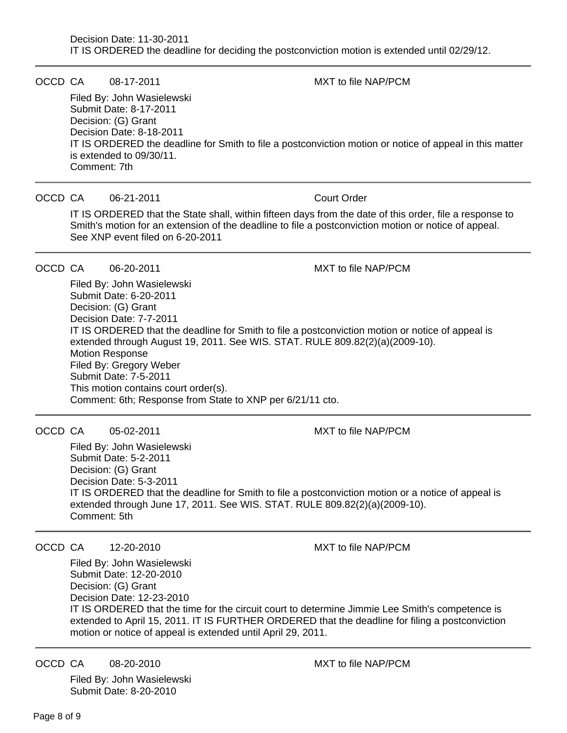Decision Date: 11-30-2011
IT IS ORDERED the deadline for deciding the postconviction motion is extended until 02/29/12.

---

OCCD CA 08-17-2011 MXT to file NAP/PCM

Filed By: John Wasielewski
Submit Date: 8-17-2011
Decision: (G) Grant
Decision Date: 8-18-2011
IT IS ORDERED the deadline for Smith to file a postconviction motion or notice of appeal in this matter is extended to 09/30/11.
Comment: 7th

---

OCCD CA 06-21-2011 Court Order

IT IS ORDERED that the State shall, within fifteen days from the date of this order, file a response to Smith's motion for an extension of the deadline to file a postconviction motion or notice of appeal. See XNP event filed on 6-20-2011

---

OCCD CA 06-20-2011 MXT to file NAP/PCM

Filed By: John Wasielewski
Submit Date: 6-20-2011
Decision: (G) Grant
Decision Date: 7-7-2011
IT IS ORDERED that the deadline for Smith to file a postconviction motion or notice of appeal is extended through August 19, 2011. See WIS. STAT. RULE 809.82(2)(a)(2009-10).
Motion Response
Filed By: Gregory Weber
Submit Date: 7-5-2011
This motion contains court order(s).
Comment: 6th; Response from State to XNP per 6/21/11 cto.

---

OCCD CA 05-02-2011 MXT to file NAP/PCM

Filed By: John Wasielewski
Submit Date: 5-2-2011
Decision: (G) Grant
Decision Date: 5-3-2011
IT IS ORDERED that the deadline for Smith to file a postconviction motion or a notice of appeal is extended through June 17, 2011. See WIS. STAT. RULE 809.82(2)(a)(2009-10).
Comment: 5th

---

OCCD CA 12-20-2010 MXT to file NAP/PCM

Filed By: John Wasielewski
Submit Date: 12-20-2010
Decision: (G) Grant
Decision Date: 12-23-2010
IT IS ORDERED that the time for the circuit court to determine Jimmie Lee Smith's competence is extended to April 15, 2011. IT IS FURTHER ORDERED that the deadline for filing a postconviction motion or notice of appeal is extended until April 29, 2011.

---

OCCD CA 08-20-2010 MXT to file NAP/PCM

Filed By: John Wasielewski
Submit Date: 8-20-2010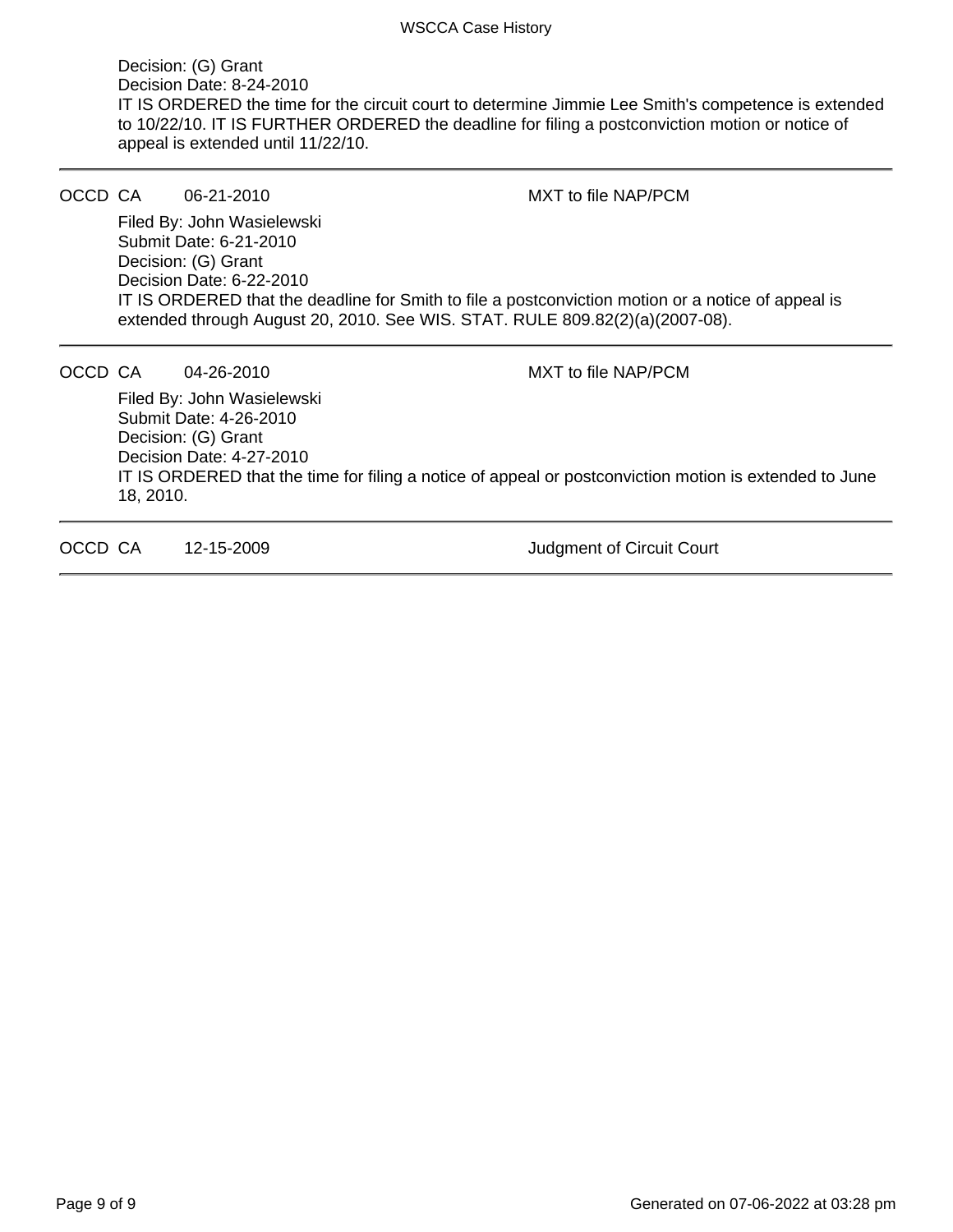Decision: (G) Grant
Decision Date: 8-24-2010
IT IS ORDERED the time for the circuit court to determine Jimmie Lee Smith's competence is extended to 10/22/10. IT IS FURTHER ORDERED the deadline for filing a postconviction motion or notice of appeal is extended until 11/22/10.

---

OCCD CA 06-21-2010 MXT to file NAP/PCM

Filed By: John Wasielewski
Submit Date: 6-21-2010
Decision: (G) Grant
Decision Date: 6-22-2010
IT IS ORDERED that the deadline for Smith to file a postconviction motion or a notice of appeal is extended through August 20, 2010. See WIS. STAT. RULE 809.82(2)(a)(2007-08).

---

OCCD CA 04-26-2010 MXT to file NAP/PCM

Filed By: John Wasielewski
Submit Date: 4-26-2010
Decision: (G) Grant
Decision Date: 4-27-2010
IT IS ORDERED that the time for filing a notice of appeal or postconviction motion is extended to June 18, 2010.

---

OCCD CA 12-15-2009 Judgment of Circuit Court

---